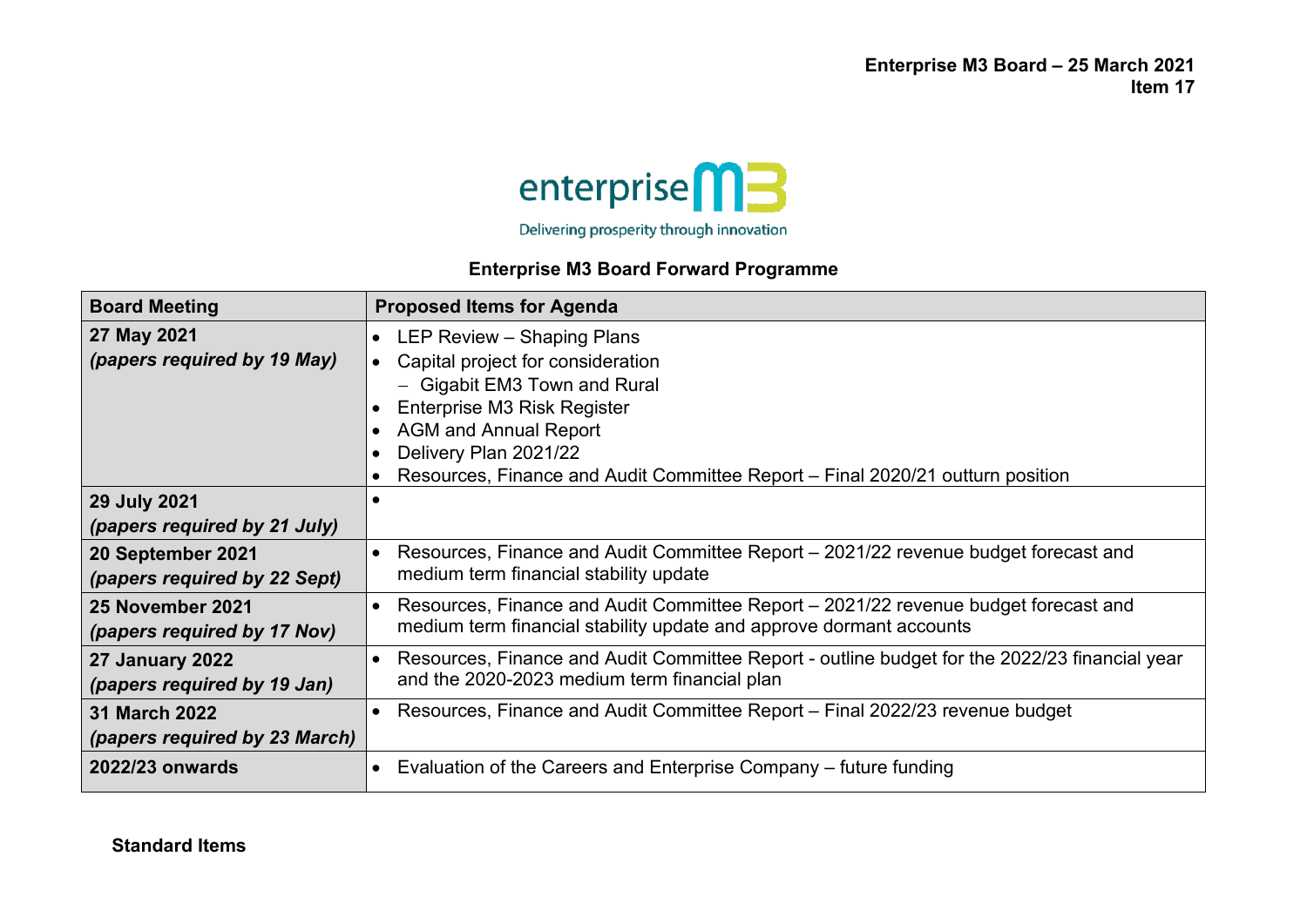**Enterprise M3 Board – 25 March 2021**
**Item 17**

enterprise M3

Delivering prosperity through innovation

## Enterprise M3 Board Forward Programme

| Board Meeting | Proposed Items for Agenda |
|---|---|
| **27 May 2021** ***(papers required by 19 May)*** | • LEP Review – Shaping Plans<br>• Capital project for consideration<br>&nbsp;&nbsp;– Gigabit EM3 Town and Rural<br>• Enterprise M3 Risk Register<br>• AGM and Annual Report<br>• Delivery Plan 2021/22<br>• Resources, Finance and Audit Committee Report – Final 2020/21 outturn position |
| **29 July 2021** ***(papers required by 21 July)*** | • |
| **20 September 2021** ***(papers required by 22 Sept)*** | • Resources, Finance and Audit Committee Report – 2021/22 revenue budget forecast and medium term financial stability update |
| **25 November 2021** ***(papers required by 17 Nov)*** | • Resources, Finance and Audit Committee Report – 2021/22 revenue budget forecast and medium term financial stability update and approve dormant accounts |
| **27 January 2022** ***(papers required by 19 Jan)*** | • Resources, Finance and Audit Committee Report - outline budget for the 2022/23 financial year and the 2020-2023 medium term financial plan |
| **31 March 2022** ***(papers required by 23 March)*** | • Resources, Finance and Audit Committee Report – Final 2022/23 revenue budget |
| **2022/23 onwards** | • Evaluation of the Careers and Enterprise Company – future funding |

**Standard Items**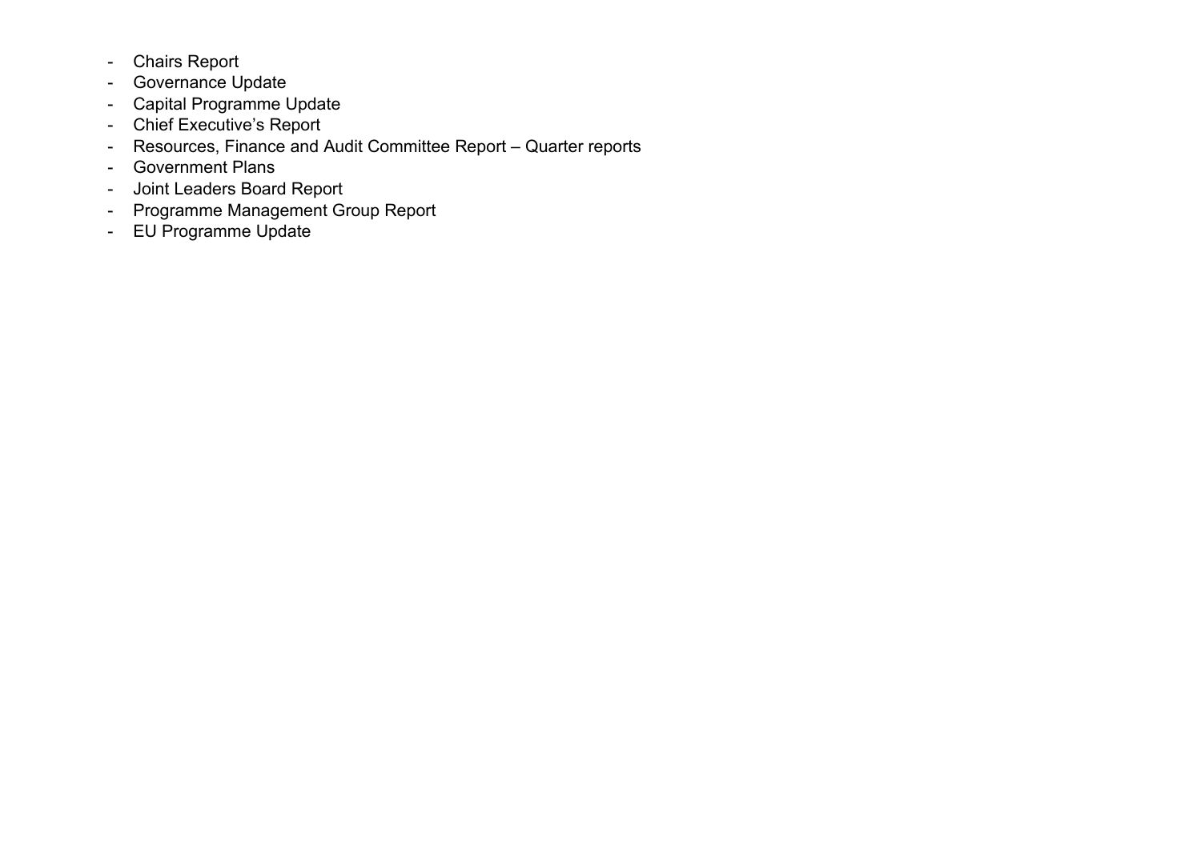- Chairs Report
- Governance Update
- Capital Programme Update
- Chief Executive's Report
- Resources, Finance and Audit Committee Report – Quarter reports
- Government Plans
- Joint Leaders Board Report
- Programme Management Group Report
- EU Programme Update